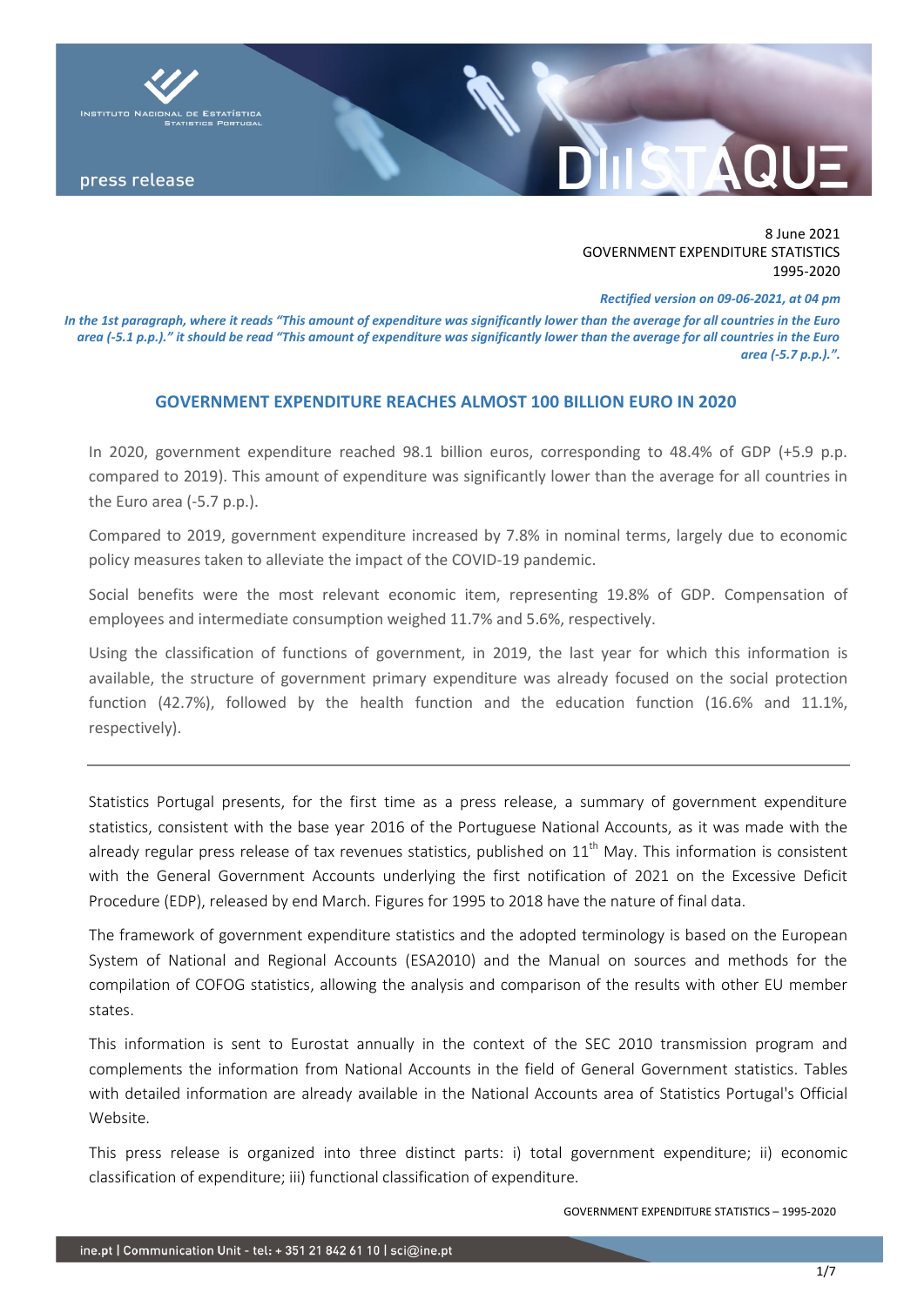8 June 2021
GOVERNMENT EXPENDITURE STATISTICS
1995-2020

***Rectified version on 09-06-2021, at 04 pm***

***In the 1st paragraph, where it reads "This amount of expenditure was significantly lower than the average for all countries in the Euro area (-5.1 p.p.)." it should be read "This amount of expenditure was significantly lower than the average for all countries in the Euro area (-5.7 p.p.).".***

## GOVERNMENT EXPENDITURE REACHES ALMOST 100 BILLION EURO IN 2020

In 2020, government expenditure reached 98.1 billion euros, corresponding to 48.4% of GDP (+5.9 p.p. compared to 2019). This amount of expenditure was significantly lower than the average for all countries in the Euro area (-5.7 p.p.).

Compared to 2019, government expenditure increased by 7.8% in nominal terms, largely due to economic policy measures taken to alleviate the impact of the COVID-19 pandemic.

Social benefits were the most relevant economic item, representing 19.8% of GDP. Compensation of employees and intermediate consumption weighed 11.7% and 5.6%, respectively.

Using the classification of functions of government, in 2019, the last year for which this information is available, the structure of government primary expenditure was already focused on the social protection function (42.7%), followed by the health function and the education function (16.6% and 11.1%, respectively).

---

Statistics Portugal presents, for the first time as a press release, a summary of government expenditure statistics, consistent with the base year 2016 of the Portuguese National Accounts, as it was made with the already regular press release of tax revenues statistics, published on 11th May. This information is consistent with the General Government Accounts underlying the first notification of 2021 on the Excessive Deficit Procedure (EDP), released by end March. Figures for 1995 to 2018 have the nature of final data.

The framework of government expenditure statistics and the adopted terminology is based on the European System of National and Regional Accounts (ESA2010) and the Manual on sources and methods for the compilation of COFOG statistics, allowing the analysis and comparison of the results with other EU member states.

This information is sent to Eurostat annually in the context of the SEC 2010 transmission program and complements the information from National Accounts in the field of General Government statistics. Tables with detailed information are already available in the National Accounts area of Statistics Portugal's Official Website.

This press release is organized into three distinct parts: i) total government expenditure; ii) economic classification of expenditure; iii) functional classification of expenditure.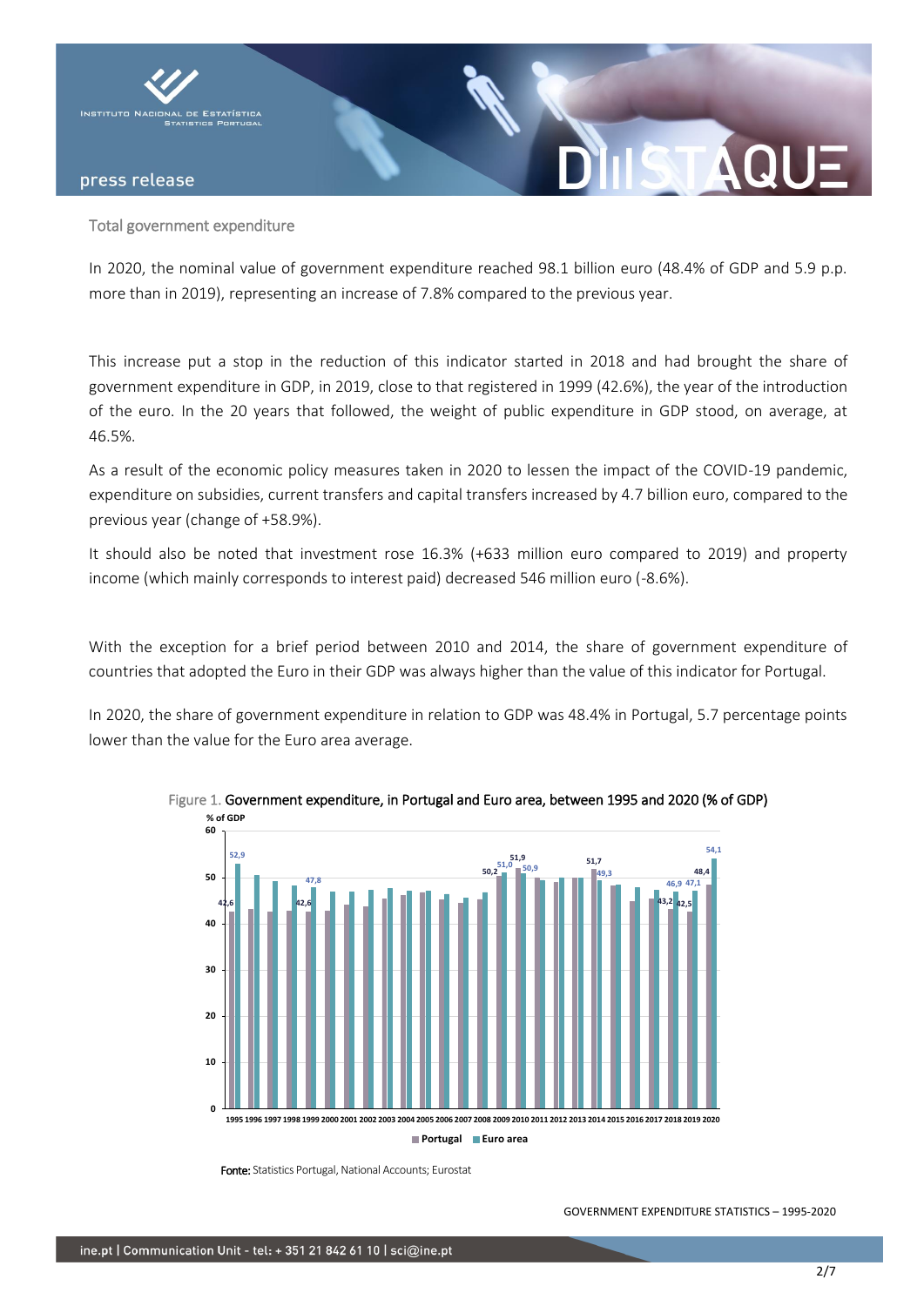## Total government expenditure

In 2020, the nominal value of government expenditure reached 98.1 billion euro (48.4% of GDP and 5.9 p.p. more than in 2019), representing an increase of 7.8% compared to the previous year.

This increase put a stop in the reduction of this indicator started in 2018 and had brought the share of government expenditure in GDP, in 2019, close to that registered in 1999 (42.6%), the year of the introduction of the euro. In the 20 years that followed, the weight of public expenditure in GDP stood, on average, at 46.5%.

As a result of the economic policy measures taken in 2020 to lessen the impact of the COVID-19 pandemic, expenditure on subsidies, current transfers and capital transfers increased by 4.7 billion euro, compared to the previous year (change of +58.9%).

It should also be noted that investment rose 16.3% (+633 million euro compared to 2019) and property income (which mainly corresponds to interest paid) decreased 546 million euro (-8.6%).

With the exception for a brief period between 2010 and 2014, the share of government expenditure of countries that adopted the Euro in their GDP was always higher than the value of this indicator for Portugal.

In 2020, the share of government expenditure in relation to GDP was 48.4% in Portugal, 5.7 percentage points lower than the value for the Euro area average.

Figure 1. Government expenditure, in Portugal and Euro area, between 1995 and 2020 (% of GDP)

Fonte: Statistics Portugal, National Accounts; Eurostat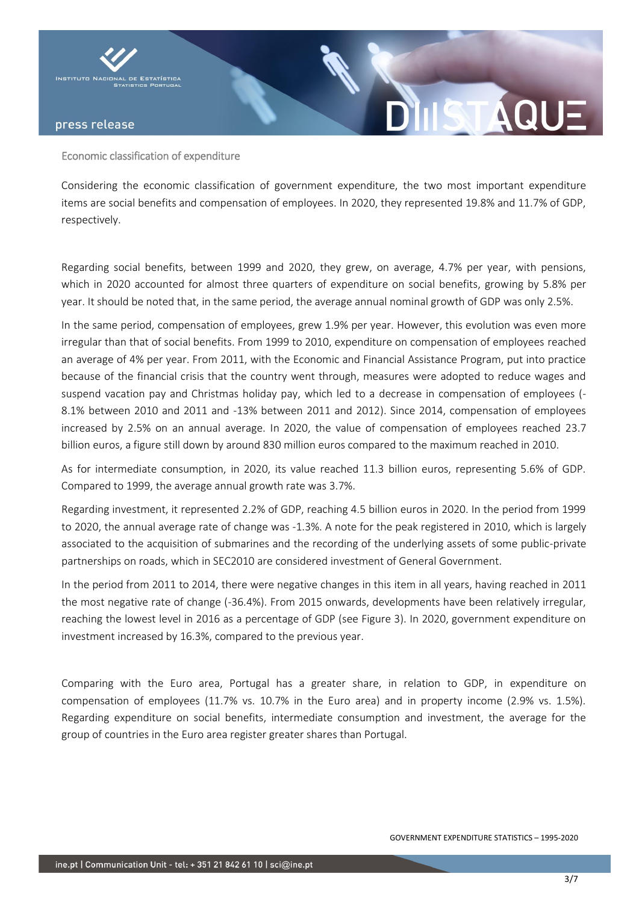## Economic classification of expenditure

Considering the economic classification of government expenditure, the two most important expenditure items are social benefits and compensation of employees. In 2020, they represented 19.8% and 11.7% of GDP, respectively.

Regarding social benefits, between 1999 and 2020, they grew, on average, 4.7% per year, with pensions, which in 2020 accounted for almost three quarters of expenditure on social benefits, growing by 5.8% per year. It should be noted that, in the same period, the average annual nominal growth of GDP was only 2.5%.

In the same period, compensation of employees, grew 1.9% per year. However, this evolution was even more irregular than that of social benefits. From 1999 to 2010, expenditure on compensation of employees reached an average of 4% per year. From 2011, with the Economic and Financial Assistance Program, put into practice because of the financial crisis that the country went through, measures were adopted to reduce wages and suspend vacation pay and Christmas holiday pay, which led to a decrease in compensation of employees (-8.1% between 2010 and 2011 and -13% between 2011 and 2012). Since 2014, compensation of employees increased by 2.5% on an annual average. In 2020, the value of compensation of employees reached 23.7 billion euros, a figure still down by around 830 million euros compared to the maximum reached in 2010.

As for intermediate consumption, in 2020, its value reached 11.3 billion euros, representing 5.6% of GDP. Compared to 1999, the average annual growth rate was 3.7%.

Regarding investment, it represented 2.2% of GDP, reaching 4.5 billion euros in 2020. In the period from 1999 to 2020, the annual average rate of change was -1.3%. A note for the peak registered in 2010, which is largely associated to the acquisition of submarines and the recording of the underlying assets of some public-private partnerships on roads, which in SEC2010 are considered investment of General Government.

In the period from 2011 to 2014, there were negative changes in this item in all years, having reached in 2011 the most negative rate of change (-36.4%). From 2015 onwards, developments have been relatively irregular, reaching the lowest level in 2016 as a percentage of GDP (see Figure 3). In 2020, government expenditure on investment increased by 16.3%, compared to the previous year.

Comparing with the Euro area, Portugal has a greater share, in relation to GDP, in expenditure on compensation of employees (11.7% vs. 10.7% in the Euro area) and in property income (2.9% vs. 1.5%). Regarding expenditure on social benefits, intermediate consumption and investment, the average for the group of countries in the Euro area register greater shares than Portugal.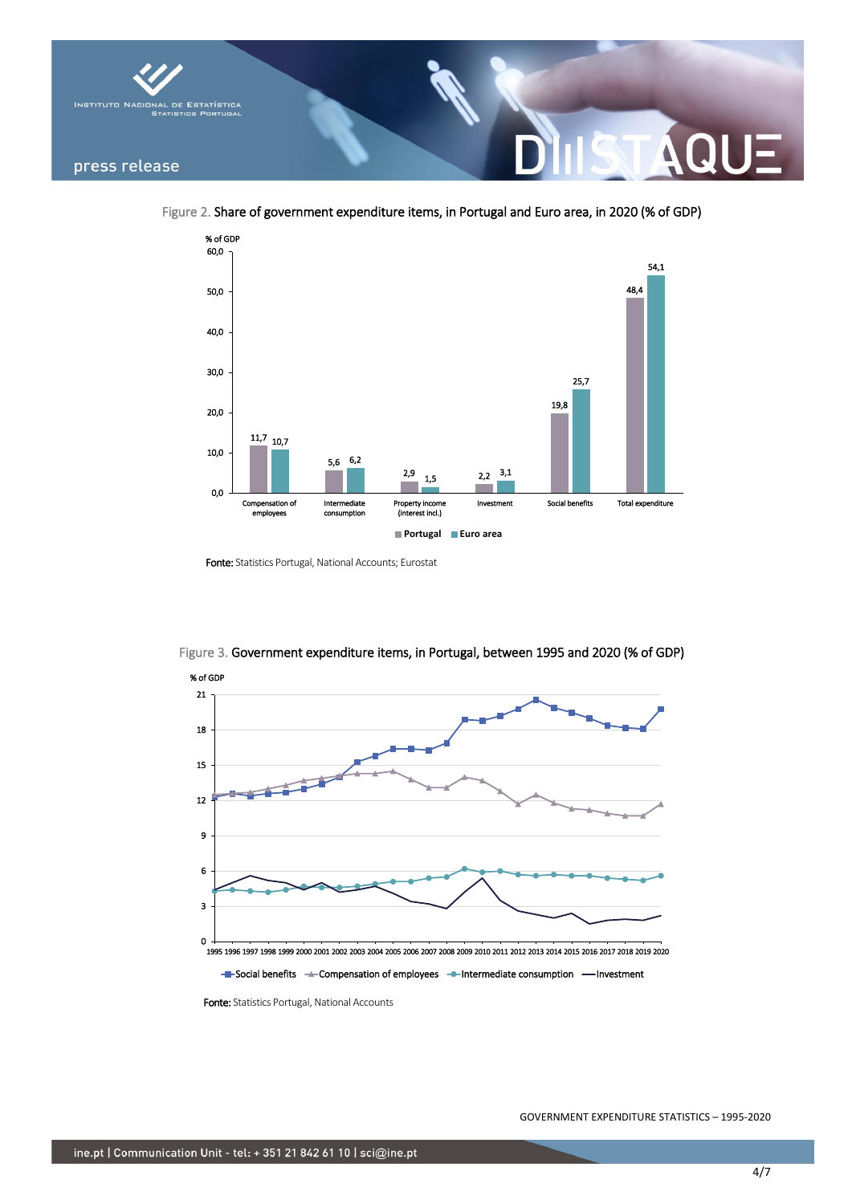Figure 2. Share of government expenditure items, in Portugal and Euro area, in 2020 (% of GDP)

| % of GDP | Portugal | Euro area |
|---|---|---|
| Compensation of employees | 11,7 | 10,7 |
| Intermediate consumption | 5,6 | 6,2 |
| Property income (interest incl.) | 2,9 | 1,5 |
| Investment | 2,2 | 3,1 |
| Social benefits | 19,8 | 25,7 |
| Total expenditure | 48,4 | 54,1 |

**Fonte:** Statistics Portugal, National Accounts; Eurostat

Figure 3. Government expenditure items, in Portugal, between 1995 and 2020 (% of GDP)

**Fonte:** Statistics Portugal, National Accounts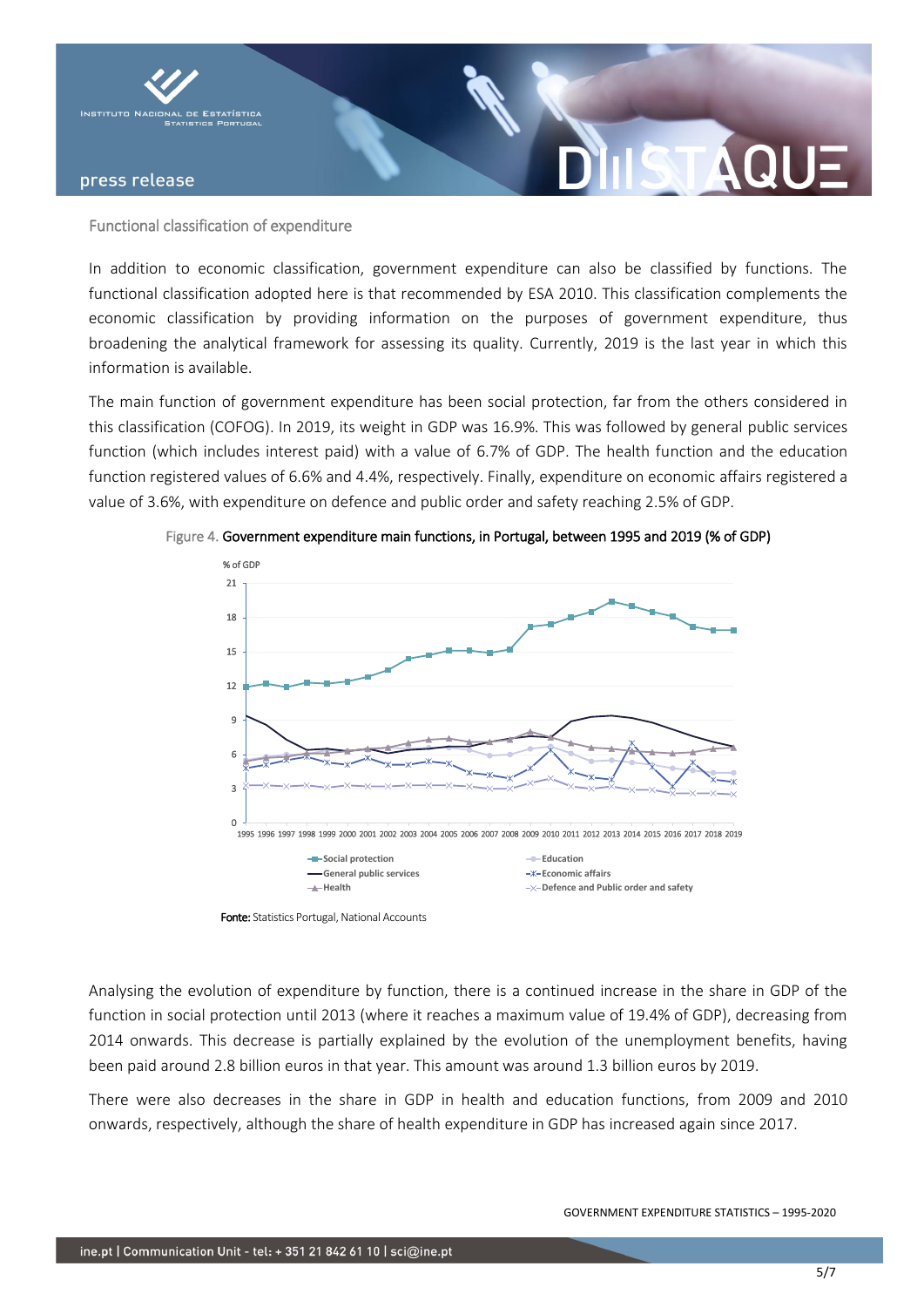## Functional classification of expenditure

In addition to economic classification, government expenditure can also be classified by functions. The functional classification adopted here is that recommended by ESA 2010. This classification complements the economic classification by providing information on the purposes of government expenditure, thus broadening the analytical framework for assessing its quality. Currently, 2019 is the last year in which this information is available.

The main function of government expenditure has been social protection, far from the others considered in this classification (COFOG). In 2019, its weight in GDP was 16.9%. This was followed by general public services function (which includes interest paid) with a value of 6.7% of GDP. The health function and the education function registered values of 6.6% and 4.4%, respectively. Finally, expenditure on economic affairs registered a value of 3.6%, with expenditure on defence and public order and safety reaching 2.5% of GDP.

Figure 4. Government expenditure main functions, in Portugal, between 1995 and 2019 (% of GDP)

Fonte: Statistics Portugal, National Accounts

Analysing the evolution of expenditure by function, there is a continued increase in the share in GDP of the function in social protection until 2013 (where it reaches a maximum value of 19.4% of GDP), decreasing from 2014 onwards. This decrease is partially explained by the evolution of the unemployment benefits, having been paid around 2.8 billion euros in that year. This amount was around 1.3 billion euros by 2019.

There were also decreases in the share in GDP in health and education functions, from 2009 and 2010 onwards, respectively, although the share of health expenditure in GDP has increased again since 2017.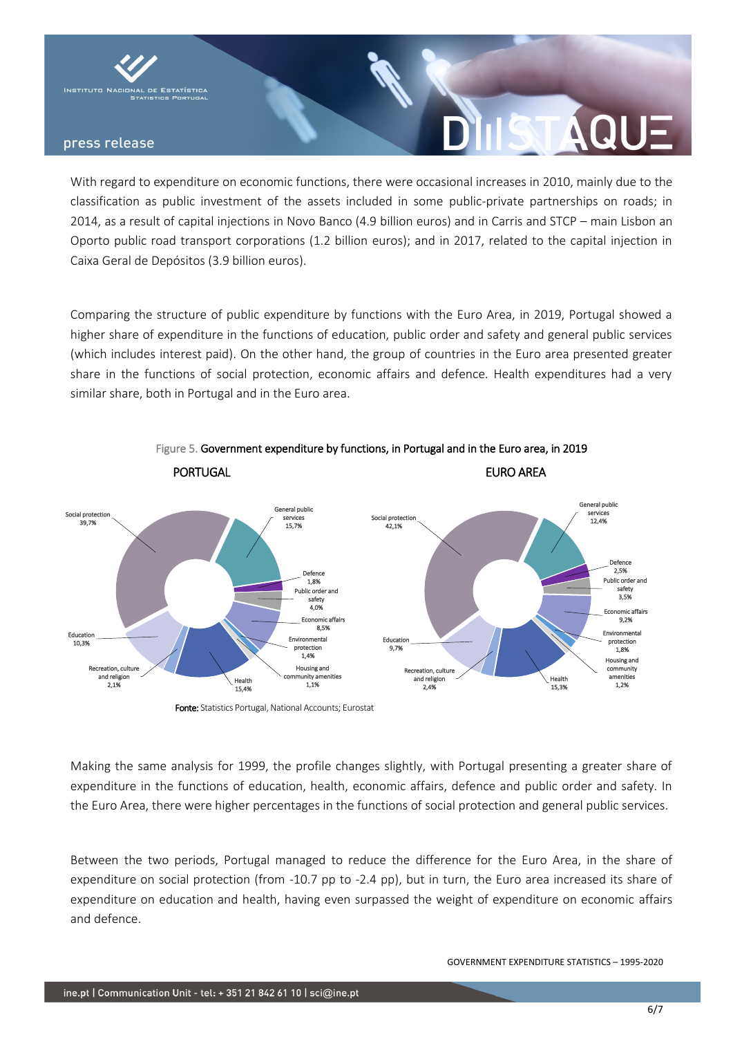With regard to expenditure on economic functions, there were occasional increases in 2010, mainly due to the classification as public investment of the assets included in some public-private partnerships on roads; in 2014, as a result of capital injections in Novo Banco (4.9 billion euros) and in Carris and STCP – main Lisbon an Oporto public road transport corporations (1.2 billion euros); and in 2017, related to the capital injection in Caixa Geral de Depósitos (3.9 billion euros).

Comparing the structure of public expenditure by functions with the Euro Area, in 2019, Portugal showed a higher share of expenditure in the functions of education, public order and safety and general public services (which includes interest paid). On the other hand, the group of countries in the Euro area presented greater share in the functions of social protection, economic affairs and defence. Health expenditures had a very similar share, both in Portugal and in the Euro area.

Figure 5. **Government expenditure by functions, in Portugal and in the Euro area, in 2019**

| Function | PORTUGAL | EURO AREA |
|---|---|---|
| Social protection | 39,7% | 42,1% |
| General public services | 15,7% | 12,4% |
| Defence | 1,8% | 2,5% |
| Public order and safety | 4,0% | 3,5% |
| Economic affairs | 8,5% | 9,2% |
| Environmental protection | 1,4% | 1,8% |
| Housing and community amenities | 1,1% | 1,2% |
| Health | 15,4% | 15,3% |
| Recreation, culture and religion | 2,1% | 2,4% |
| Education | 10,3% | 9,7% |

**Fonte:** Statistics Portugal, National Accounts; Eurostat

Making the same analysis for 1999, the profile changes slightly, with Portugal presenting a greater share of expenditure in the functions of education, health, economic affairs, defence and public order and safety. In the Euro Area, there were higher percentages in the functions of social protection and general public services.

Between the two periods, Portugal managed to reduce the difference for the Euro Area, in the share of expenditure on social protection (from -10.7 pp to -2.4 pp), but in turn, the Euro area increased its share of expenditure on education and health, having even surpassed the weight of expenditure on economic affairs and defence.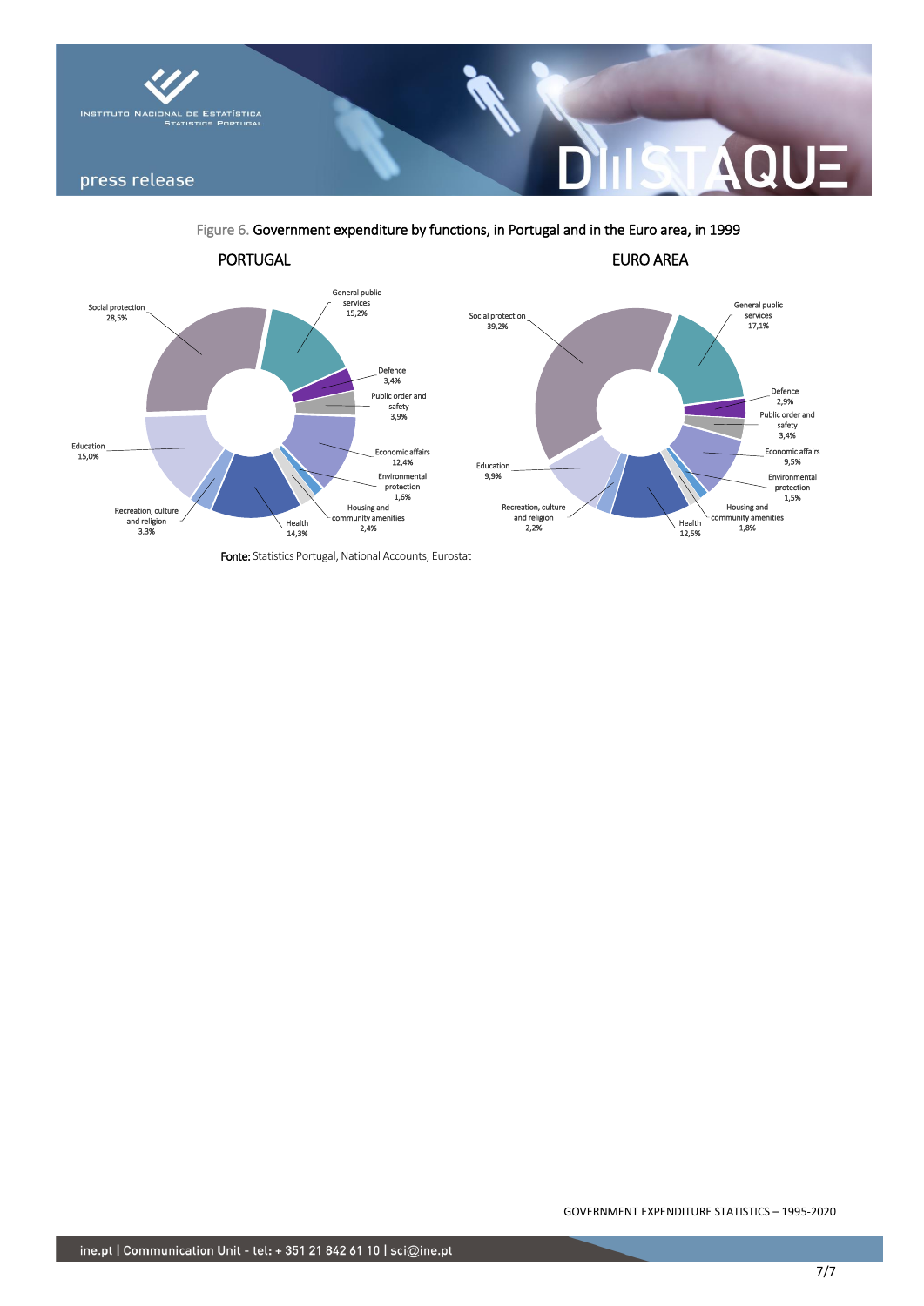Figure 6. **Government expenditure by functions, in Portugal and in the Euro area, in 1999**

PORTUGAL

Social protection 28,5%

General public services 15,2%

Defence 3,4%

Public order and safety 3,9%

Economic affairs 12,4%

Environmental protection 1,6%

Housing and community amenities 2,4%

Health 14,3%

Recreation, culture and religion 3,3%

Education 15,0%

EURO AREA

Social protection 39,2%

General public services 17,1%

Defence 2,9%

Public order and safety 3,4%

Economic affairs 9,5%

Environmental protection 1,5%

Housing and community amenities 1,8%

Health 12,5%

Recreation, culture and religion 2,2%

Education 9,9%

**Fonte:** Statistics Portugal, National Accounts; Eurostat